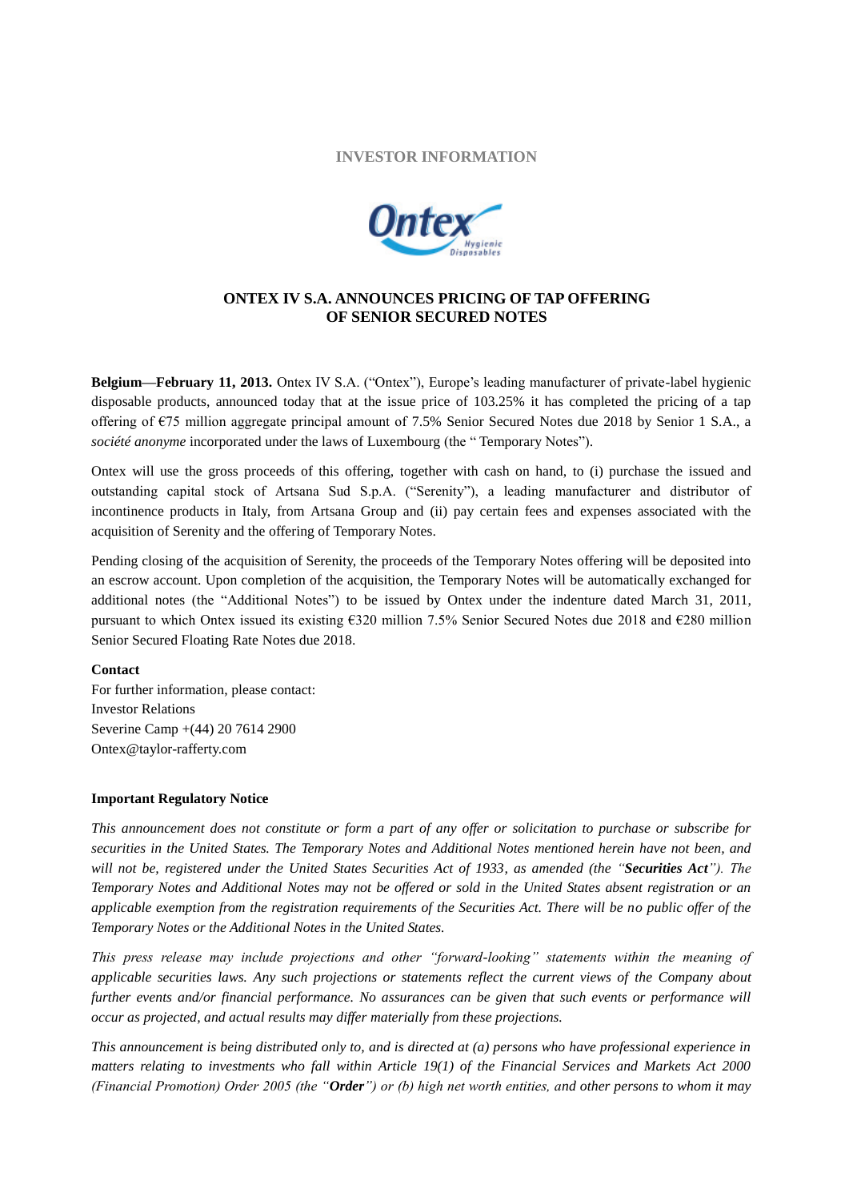INVESTOR INFORMATION

# ONTEX IV S.A. ANNOUNCES PRICING OF TAP OFFERING OF SENIOR SECURED NOTES

**Belgium—February 11, 2013.** Ontex IV S.A. ("Ontex"), Europe's leading manufacturer of private-label hygienic disposable products, announced today that at the issue price of 103.25% it has completed the pricing of a tap offering of €75 million aggregate principal amount of 7.5% Senior Secured Notes due 2018 by Senior 1 S.A., a *société anonyme* incorporated under the laws of Luxembourg (the " Temporary Notes").

Ontex will use the gross proceeds of this offering, together with cash on hand, to (i) purchase the issued and outstanding capital stock of Artsana Sud S.p.A. ("Serenity"), a leading manufacturer and distributor of incontinence products in Italy, from Artsana Group and (ii) pay certain fees and expenses associated with the acquisition of Serenity and the offering of Temporary Notes.

Pending closing of the acquisition of Serenity, the proceeds of the Temporary Notes offering will be deposited into an escrow account. Upon completion of the acquisition, the Temporary Notes will be automatically exchanged for additional notes (the "Additional Notes") to be issued by Ontex under the indenture dated March 31, 2011, pursuant to which Ontex issued its existing €320 million 7.5% Senior Secured Notes due 2018 and €280 million Senior Secured Floating Rate Notes due 2018.

**Contact**

For further information, please contact:
Investor Relations
Severine Camp +(44) 20 7614 2900
Ontex@taylor-rafferty.com

**Important Regulatory Notice**

*This announcement does not constitute or form a part of any offer or solicitation to purchase or subscribe for securities in the United States. The Temporary Notes and Additional Notes mentioned herein have not been, and will not be, registered under the United States Securities Act of 1933, as amended (the "**Securities Act**"). The Temporary Notes and Additional Notes may not be offered or sold in the United States absent registration or an applicable exemption from the registration requirements of the Securities Act. There will be no public offer of the Temporary Notes or the Additional Notes in the United States.*

*This press release may include projections and other "forward-looking" statements within the meaning of applicable securities laws. Any such projections or statements reflect the current views of the Company about further events and/or financial performance. No assurances can be given that such events or performance will occur as projected, and actual results may differ materially from these projections.*

*This announcement is being distributed only to, and is directed at (a) persons who have professional experience in matters relating to investments who fall within Article 19(1) of the Financial Services and Markets Act 2000 (Financial Promotion) Order 2005 (the "**Order**") or (b) high net worth entities, and other persons to whom it may*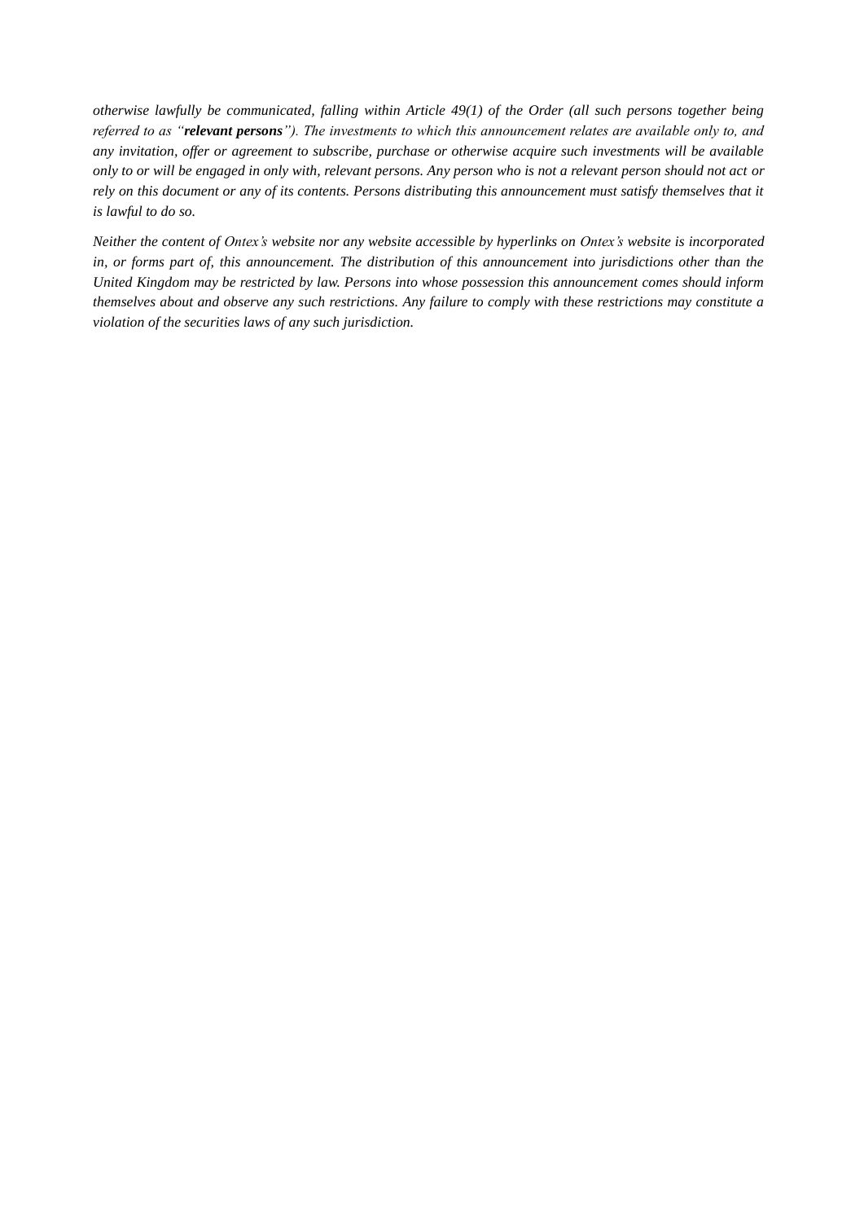*otherwise lawfully be communicated, falling within Article 49(1) of the Order (all such persons together being referred to as "**relevant persons**"). The investments to which this announcement relates are available only to, and any invitation, offer or agreement to subscribe, purchase or otherwise acquire such investments will be available only to or will be engaged in only with, relevant persons. Any person who is not a relevant person should not act or rely on this document or any of its contents. Persons distributing this announcement must satisfy themselves that it is lawful to do so.*

*Neither the content of Ontex's website nor any website accessible by hyperlinks on Ontex's website is incorporated in, or forms part of, this announcement. The distribution of this announcement into jurisdictions other than the United Kingdom may be restricted by law. Persons into whose possession this announcement comes should inform themselves about and observe any such restrictions. Any failure to comply with these restrictions may constitute a violation of the securities laws of any such jurisdiction.*